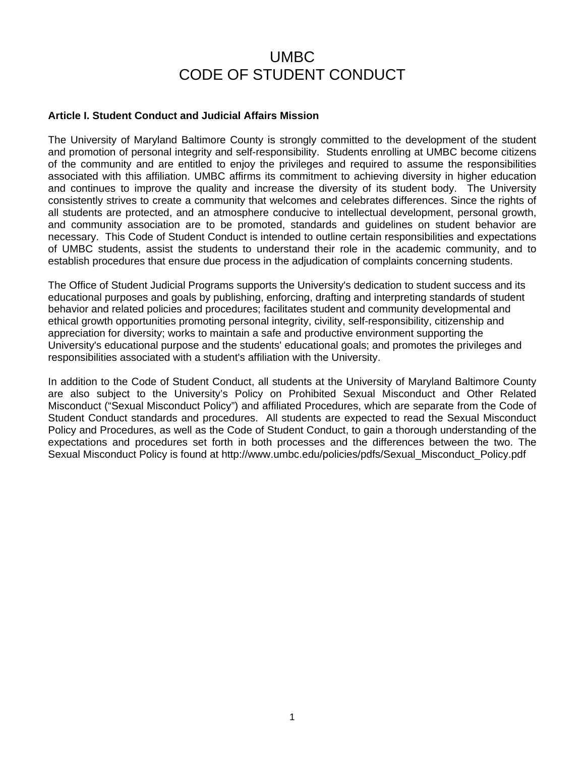# UMBC
# CODE OF STUDENT CONDUCT

**Article I. Student Conduct and Judicial Affairs Mission**

The University of Maryland Baltimore County is strongly committed to the development of the student and promotion of personal integrity and self-responsibility. Students enrolling at UMBC become citizens of the community and are entitled to enjoy the privileges and required to assume the responsibilities associated with this affiliation. UMBC affirms its commitment to achieving diversity in higher education and continues to improve the quality and increase the diversity of its student body. The University consistently strives to create a community that welcomes and celebrates differences. Since the rights of all students are protected, and an atmosphere conducive to intellectual development, personal growth, and community association are to be promoted, standards and guidelines on student behavior are necessary. This Code of Student Conduct is intended to outline certain responsibilities and expectations of UMBC students, assist the students to understand their role in the academic community, and to establish procedures that ensure due process in the adjudication of complaints concerning students.

The Office of Student Judicial Programs supports the University's dedication to student success and its educational purposes and goals by publishing, enforcing, drafting and interpreting standards of student behavior and related policies and procedures; facilitates student and community developmental and ethical growth opportunities promoting personal integrity, civility, self-responsibility, citizenship and appreciation for diversity; works to maintain a safe and productive environment supporting the University's educational purpose and the students' educational goals; and promotes the privileges and responsibilities associated with a student's affiliation with the University.

In addition to the Code of Student Conduct, all students at the University of Maryland Baltimore County are also subject to the University's Policy on Prohibited Sexual Misconduct and Other Related Misconduct ("Sexual Misconduct Policy") and affiliated Procedures, which are separate from the Code of Student Conduct standards and procedures. All students are expected to read the Sexual Misconduct Policy and Procedures, as well as the Code of Student Conduct, to gain a thorough understanding of the expectations and procedures set forth in both processes and the differences between the two. The Sexual Misconduct Policy is found at http://www.umbc.edu/policies/pdfs/Sexual_Misconduct_Policy.pdf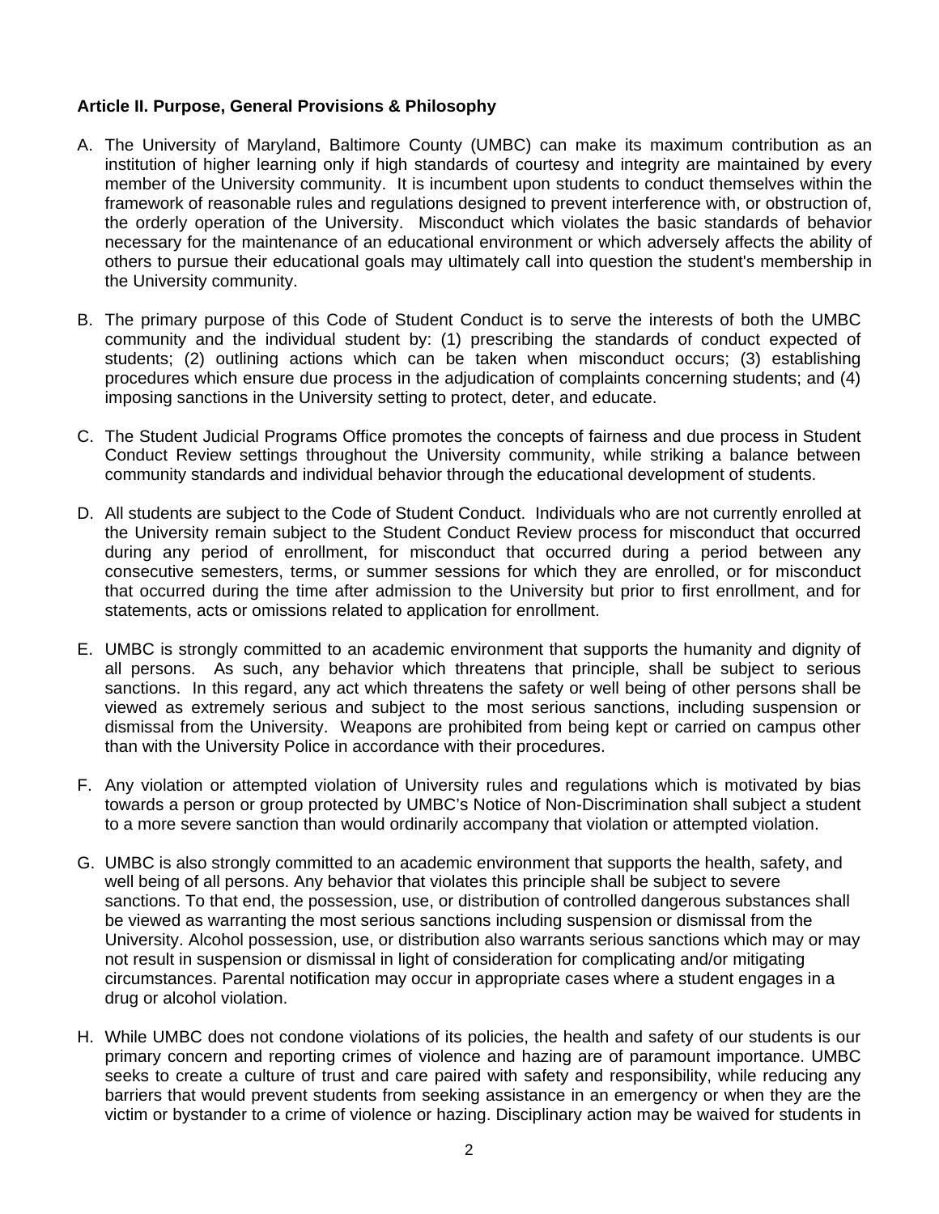**Article II. Purpose, General Provisions & Philosophy**

A. The University of Maryland, Baltimore County (UMBC) can make its maximum contribution as an institution of higher learning only if high standards of courtesy and integrity are maintained by every member of the University community. It is incumbent upon students to conduct themselves within the framework of reasonable rules and regulations designed to prevent interference with, or obstruction of, the orderly operation of the University. Misconduct which violates the basic standards of behavior necessary for the maintenance of an educational environment or which adversely affects the ability of others to pursue their educational goals may ultimately call into question the student's membership in the University community.

B. The primary purpose of this Code of Student Conduct is to serve the interests of both the UMBC community and the individual student by: (1) prescribing the standards of conduct expected of students; (2) outlining actions which can be taken when misconduct occurs; (3) establishing procedures which ensure due process in the adjudication of complaints concerning students; and (4) imposing sanctions in the University setting to protect, deter, and educate.

C. The Student Judicial Programs Office promotes the concepts of fairness and due process in Student Conduct Review settings throughout the University community, while striking a balance between community standards and individual behavior through the educational development of students.

D. All students are subject to the Code of Student Conduct. Individuals who are not currently enrolled at the University remain subject to the Student Conduct Review process for misconduct that occurred during any period of enrollment, for misconduct that occurred during a period between any consecutive semesters, terms, or summer sessions for which they are enrolled, or for misconduct that occurred during the time after admission to the University but prior to first enrollment, and for statements, acts or omissions related to application for enrollment.

E. UMBC is strongly committed to an academic environment that supports the humanity and dignity of all persons. As such, any behavior which threatens that principle, shall be subject to serious sanctions. In this regard, any act which threatens the safety or well being of other persons shall be viewed as extremely serious and subject to the most serious sanctions, including suspension or dismissal from the University. Weapons are prohibited from being kept or carried on campus other than with the University Police in accordance with their procedures.

F. Any violation or attempted violation of University rules and regulations which is motivated by bias towards a person or group protected by UMBC's Notice of Non-Discrimination shall subject a student to a more severe sanction than would ordinarily accompany that violation or attempted violation.

G. UMBC is also strongly committed to an academic environment that supports the health, safety, and well being of all persons. Any behavior that violates this principle shall be subject to severe sanctions. To that end, the possession, use, or distribution of controlled dangerous substances shall be viewed as warranting the most serious sanctions including suspension or dismissal from the University. Alcohol possession, use, or distribution also warrants serious sanctions which may or may not result in suspension or dismissal in light of consideration for complicating and/or mitigating circumstances. Parental notification may occur in appropriate cases where a student engages in a drug or alcohol violation.

H. While UMBC does not condone violations of its policies, the health and safety of our students is our primary concern and reporting crimes of violence and hazing are of paramount importance. UMBC seeks to create a culture of trust and care paired with safety and responsibility, while reducing any barriers that would prevent students from seeking assistance in an emergency or when they are the victim or bystander to a crime of violence or hazing. Disciplinary action may be waived for students in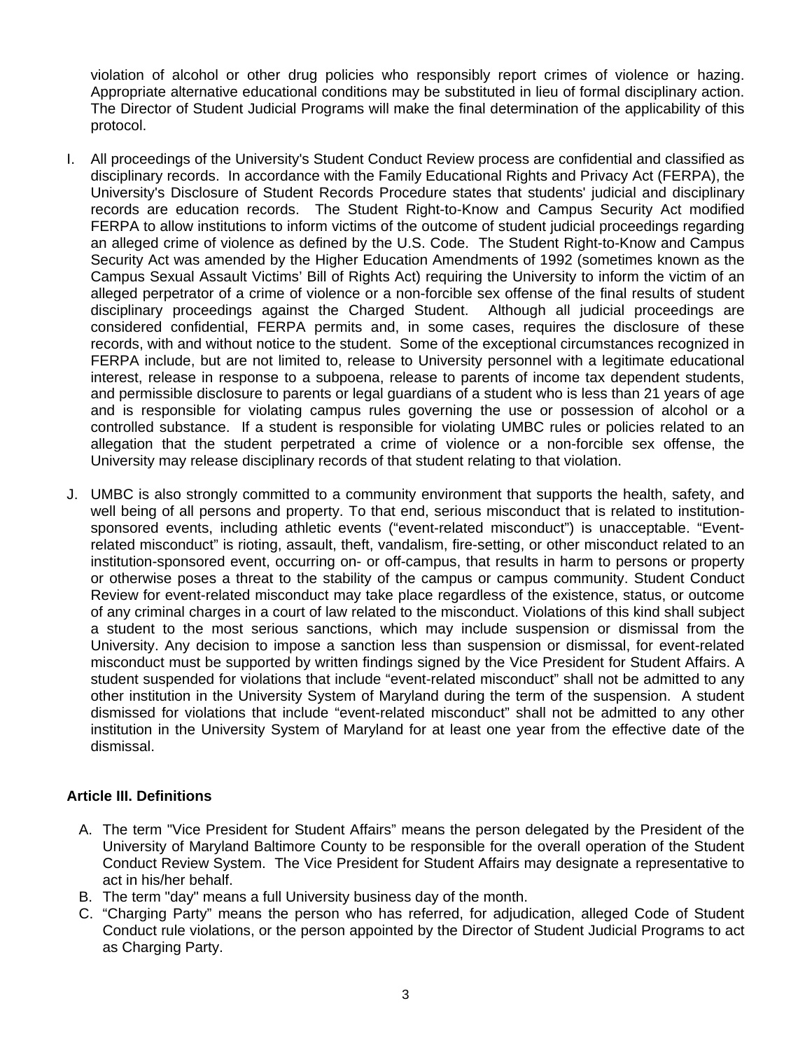violation of alcohol or other drug policies who responsibly report crimes of violence or hazing. Appropriate alternative educational conditions may be substituted in lieu of formal disciplinary action. The Director of Student Judicial Programs will make the final determination of the applicability of this protocol.

I. All proceedings of the University's Student Conduct Review process are confidential and classified as disciplinary records. In accordance with the Family Educational Rights and Privacy Act (FERPA), the University's Disclosure of Student Records Procedure states that students' judicial and disciplinary records are education records. The Student Right-to-Know and Campus Security Act modified FERPA to allow institutions to inform victims of the outcome of student judicial proceedings regarding an alleged crime of violence as defined by the U.S. Code. The Student Right-to-Know and Campus Security Act was amended by the Higher Education Amendments of 1992 (sometimes known as the Campus Sexual Assault Victims' Bill of Rights Act) requiring the University to inform the victim of an alleged perpetrator of a crime of violence or a non-forcible sex offense of the final results of student disciplinary proceedings against the Charged Student. Although all judicial proceedings are considered confidential, FERPA permits and, in some cases, requires the disclosure of these records, with and without notice to the student. Some of the exceptional circumstances recognized in FERPA include, but are not limited to, release to University personnel with a legitimate educational interest, release in response to a subpoena, release to parents of income tax dependent students, and permissible disclosure to parents or legal guardians of a student who is less than 21 years of age and is responsible for violating campus rules governing the use or possession of alcohol or a controlled substance. If a student is responsible for violating UMBC rules or policies related to an allegation that the student perpetrated a crime of violence or a non-forcible sex offense, the University may release disciplinary records of that student relating to that violation.

J. UMBC is also strongly committed to a community environment that supports the health, safety, and well being of all persons and property. To that end, serious misconduct that is related to institution-sponsored events, including athletic events ("event-related misconduct") is unacceptable. "Event-related misconduct" is rioting, assault, theft, vandalism, fire-setting, or other misconduct related to an institution-sponsored event, occurring on- or off-campus, that results in harm to persons or property or otherwise poses a threat to the stability of the campus or campus community. Student Conduct Review for event-related misconduct may take place regardless of the existence, status, or outcome of any criminal charges in a court of law related to the misconduct. Violations of this kind shall subject a student to the most serious sanctions, which may include suspension or dismissal from the University. Any decision to impose a sanction less than suspension or dismissal, for event-related misconduct must be supported by written findings signed by the Vice President for Student Affairs. A student suspended for violations that include "event-related misconduct" shall not be admitted to any other institution in the University System of Maryland during the term of the suspension. A student dismissed for violations that include "event-related misconduct" shall not be admitted to any other institution in the University System of Maryland for at least one year from the effective date of the dismissal.

## Article III. Definitions

A. The term "Vice President for Student Affairs" means the person delegated by the President of the University of Maryland Baltimore County to be responsible for the overall operation of the Student Conduct Review System. The Vice President for Student Affairs may designate a representative to act in his/her behalf.
B. The term "day" means a full University business day of the month.
C. "Charging Party" means the person who has referred, for adjudication, alleged Code of Student Conduct rule violations, or the person appointed by the Director of Student Judicial Programs to act as Charging Party.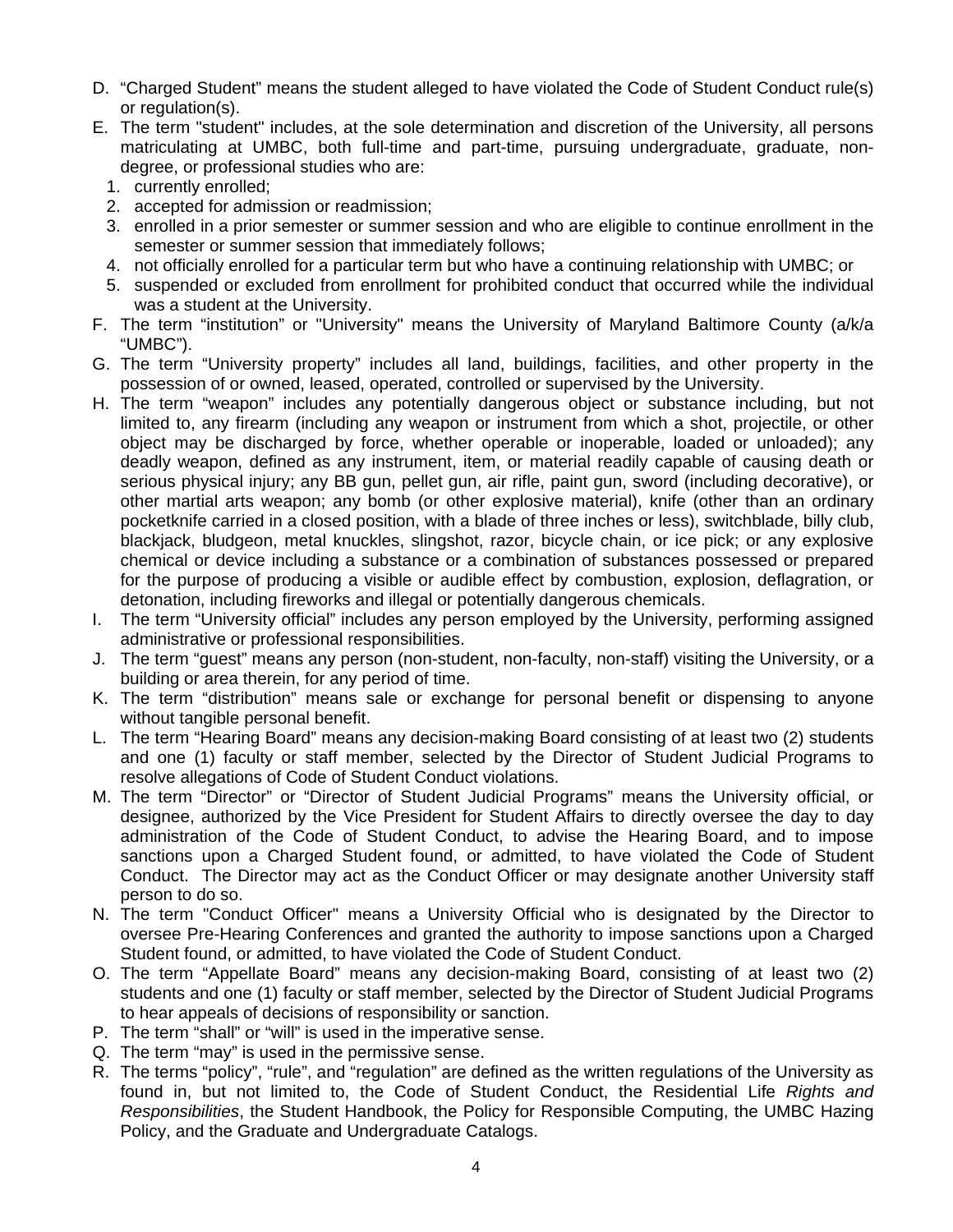D. “Charged Student” means the student alleged to have violated the Code of Student Conduct rule(s) or regulation(s).

E. The term "student" includes, at the sole determination and discretion of the University, all persons matriculating at UMBC, both full-time and part-time, pursuing undergraduate, graduate, non-degree, or professional studies who are:
   1. currently enrolled;
   2. accepted for admission or readmission;
   3. enrolled in a prior semester or summer session and who are eligible to continue enrollment in the semester or summer session that immediately follows;
   4. not officially enrolled for a particular term but who have a continuing relationship with UMBC; or
   5. suspended or excluded from enrollment for prohibited conduct that occurred while the individual was a student at the University.

F. The term “institution” or "University" means the University of Maryland Baltimore County (a/k/a “UMBC”).

G. The term “University property” includes all land, buildings, facilities, and other property in the possession of or owned, leased, operated, controlled or supervised by the University.

H. The term “weapon” includes any potentially dangerous object or substance including, but not limited to, any firearm (including any weapon or instrument from which a shot, projectile, or other object may be discharged by force, whether operable or inoperable, loaded or unloaded); any deadly weapon, defined as any instrument, item, or material readily capable of causing death or serious physical injury; any BB gun, pellet gun, air rifle, paint gun, sword (including decorative), or other martial arts weapon; any bomb (or other explosive material), knife (other than an ordinary pocketknife carried in a closed position, with a blade of three inches or less), switchblade, billy club, blackjack, bludgeon, metal knuckles, slingshot, razor, bicycle chain, or ice pick; or any explosive chemical or device including a substance or a combination of substances possessed or prepared for the purpose of producing a visible or audible effect by combustion, explosion, deflagration, or detonation, including fireworks and illegal or potentially dangerous chemicals.

I. The term “University official” includes any person employed by the University, performing assigned administrative or professional responsibilities.

J. The term “guest” means any person (non-student, non-faculty, non-staff) visiting the University, or a building or area therein, for any period of time.

K. The term “distribution” means sale or exchange for personal benefit or dispensing to anyone without tangible personal benefit.

L. The term “Hearing Board” means any decision-making Board consisting of at least two (2) students and one (1) faculty or staff member, selected by the Director of Student Judicial Programs to resolve allegations of Code of Student Conduct violations.

M. The term “Director” or “Director of Student Judicial Programs” means the University official, or designee, authorized by the Vice President for Student Affairs to directly oversee the day to day administration of the Code of Student Conduct, to advise the Hearing Board, and to impose sanctions upon a Charged Student found, or admitted, to have violated the Code of Student Conduct. The Director may act as the Conduct Officer or may designate another University staff person to do so.

N. The term "Conduct Officer" means a University Official who is designated by the Director to oversee Pre-Hearing Conferences and granted the authority to impose sanctions upon a Charged Student found, or admitted, to have violated the Code of Student Conduct.

O. The term “Appellate Board” means any decision-making Board, consisting of at least two (2) students and one (1) faculty or staff member, selected by the Director of Student Judicial Programs to hear appeals of decisions of responsibility or sanction.

P. The term “shall” or “will” is used in the imperative sense.

Q. The term “may” is used in the permissive sense.

R. The terms “policy”, “rule”, and “regulation” are defined as the written regulations of the University as found in, but not limited to, the Code of Student Conduct, the Residential Life *Rights and Responsibilities*, the Student Handbook, the Policy for Responsible Computing, the UMBC Hazing Policy, and the Graduate and Undergraduate Catalogs.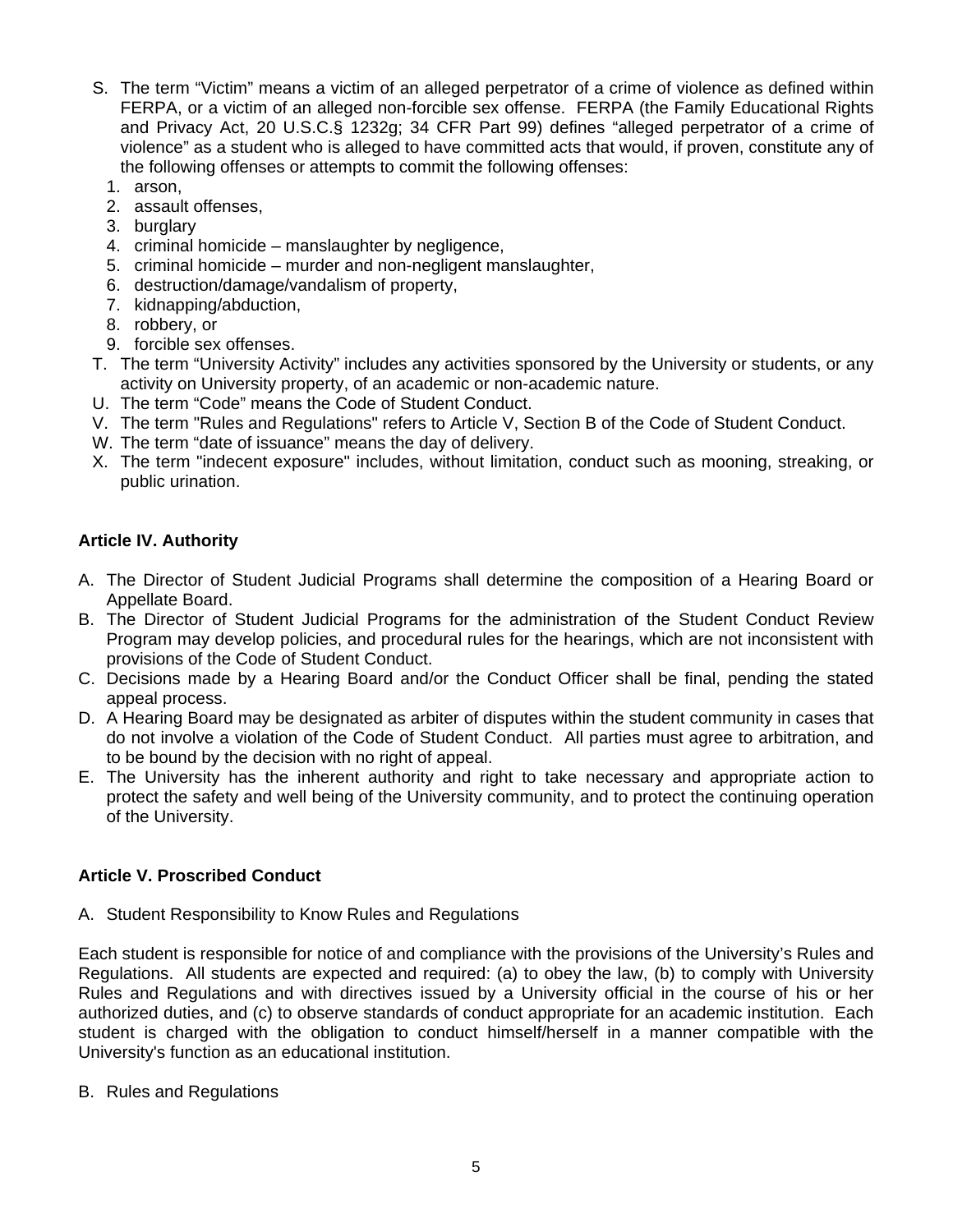S. The term "Victim" means a victim of an alleged perpetrator of a crime of violence as defined within FERPA, or a victim of an alleged non-forcible sex offense. FERPA (the Family Educational Rights and Privacy Act, 20 U.S.C.§ 1232g; 34 CFR Part 99) defines "alleged perpetrator of a crime of violence" as a student who is alleged to have committed acts that would, if proven, constitute any of the following offenses or attempts to commit the following offenses:
   1. arson,
   2. assault offenses,
   3. burglary
   4. criminal homicide – manslaughter by negligence,
   5. criminal homicide – murder and non-negligent manslaughter,
   6. destruction/damage/vandalism of property,
   7. kidnapping/abduction,
   8. robbery, or
   9. forcible sex offenses.

T. The term "University Activity" includes any activities sponsored by the University or students, or any activity on University property, of an academic or non-academic nature.

U. The term "Code" means the Code of Student Conduct.

V. The term "Rules and Regulations" refers to Article V, Section B of the Code of Student Conduct.

W. The term "date of issuance" means the day of delivery.

X. The term "indecent exposure" includes, without limitation, conduct such as mooning, streaking, or public urination.

**Article IV. Authority**

A. The Director of Student Judicial Programs shall determine the composition of a Hearing Board or Appellate Board.

B. The Director of Student Judicial Programs for the administration of the Student Conduct Review Program may develop policies, and procedural rules for the hearings, which are not inconsistent with provisions of the Code of Student Conduct.

C. Decisions made by a Hearing Board and/or the Conduct Officer shall be final, pending the stated appeal process.

D. A Hearing Board may be designated as arbiter of disputes within the student community in cases that do not involve a violation of the Code of Student Conduct. All parties must agree to arbitration, and to be bound by the decision with no right of appeal.

E. The University has the inherent authority and right to take necessary and appropriate action to protect the safety and well being of the University community, and to protect the continuing operation of the University.

**Article V. Proscribed Conduct**

A. Student Responsibility to Know Rules and Regulations

Each student is responsible for notice of and compliance with the provisions of the University's Rules and Regulations. All students are expected and required: (a) to obey the law, (b) to comply with University Rules and Regulations and with directives issued by a University official in the course of his or her authorized duties, and (c) to observe standards of conduct appropriate for an academic institution. Each student is charged with the obligation to conduct himself/herself in a manner compatible with the University's function as an educational institution.

B. Rules and Regulations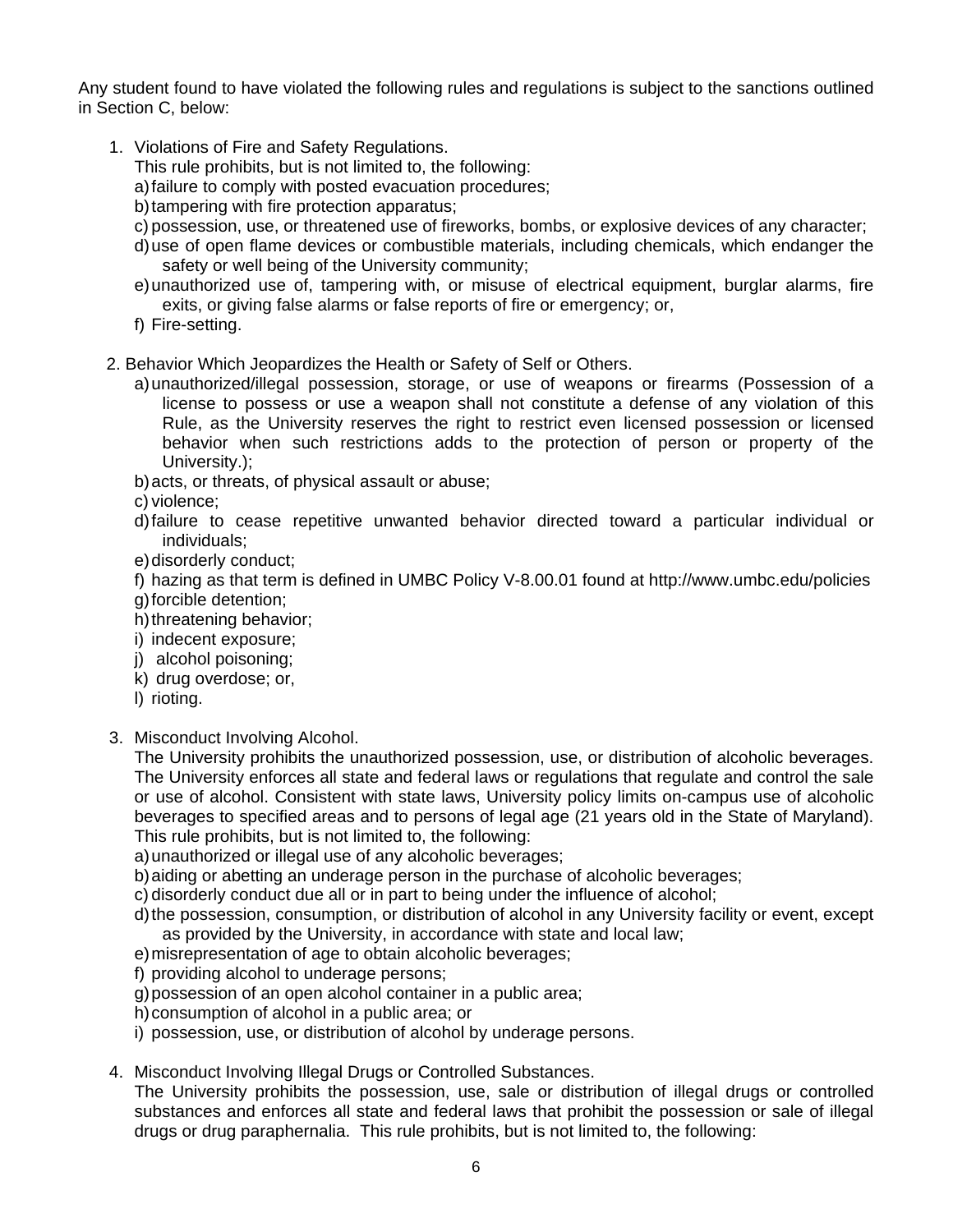Any student found to have violated the following rules and regulations is subject to the sanctions outlined in Section C, below:

1. Violations of Fire and Safety Regulations.
   This rule prohibits, but is not limited to, the following:
   a) failure to comply with posted evacuation procedures;
   b) tampering with fire protection apparatus;
   c) possession, use, or threatened use of fireworks, bombs, or explosive devices of any character;
   d) use of open flame devices or combustible materials, including chemicals, which endanger the safety or well being of the University community;
   e) unauthorized use of, tampering with, or misuse of electrical equipment, burglar alarms, fire exits, or giving false alarms or false reports of fire or emergency; or,
   f) Fire-setting.

2. Behavior Which Jeopardizes the Health or Safety of Self or Others.
   a) unauthorized/illegal possession, storage, or use of weapons or firearms (Possession of a license to possess or use a weapon shall not constitute a defense of any violation of this Rule, as the University reserves the right to restrict even licensed possession or licensed behavior when such restrictions adds to the protection of person or property of the University.);
   b) acts, or threats, of physical assault or abuse;
   c) violence;
   d) failure to cease repetitive unwanted behavior directed toward a particular individual or individuals;
   e) disorderly conduct;
   f) hazing as that term is defined in UMBC Policy V-8.00.01 found at http://www.umbc.edu/policies
   g) forcible detention;
   h) threatening behavior;
   i) indecent exposure;
   j) alcohol poisoning;
   k) drug overdose; or,
   l) rioting.

3. Misconduct Involving Alcohol.
   The University prohibits the unauthorized possession, use, or distribution of alcoholic beverages. The University enforces all state and federal laws or regulations that regulate and control the sale or use of alcohol. Consistent with state laws, University policy limits on-campus use of alcoholic beverages to specified areas and to persons of legal age (21 years old in the State of Maryland). This rule prohibits, but is not limited to, the following:
   a) unauthorized or illegal use of any alcoholic beverages;
   b) aiding or abetting an underage person in the purchase of alcoholic beverages;
   c) disorderly conduct due all or in part to being under the influence of alcohol;
   d) the possession, consumption, or distribution of alcohol in any University facility or event, except as provided by the University, in accordance with state and local law;
   e) misrepresentation of age to obtain alcoholic beverages;
   f) providing alcohol to underage persons;
   g) possession of an open alcohol container in a public area;
   h) consumption of alcohol in a public area; or
   i) possession, use, or distribution of alcohol by underage persons.

4. Misconduct Involving Illegal Drugs or Controlled Substances.
   The University prohibits the possession, use, sale or distribution of illegal drugs or controlled substances and enforces all state and federal laws that prohibit the possession or sale of illegal drugs or drug paraphernalia. This rule prohibits, but is not limited to, the following: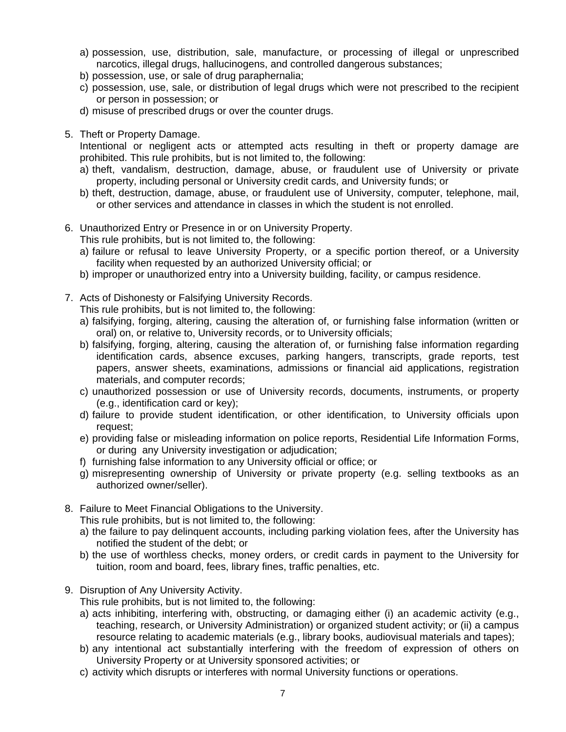a) possession, use, distribution, sale, manufacture, or processing of illegal or unprescribed narcotics, illegal drugs, hallucinogens, and controlled dangerous substances;
b) possession, use, or sale of drug paraphernalia;
c) possession, use, sale, or distribution of legal drugs which were not prescribed to the recipient or person in possession; or
d) misuse of prescribed drugs or over the counter drugs.

5. Theft or Property Damage.
   Intentional or negligent acts or attempted acts resulting in theft or property damage are prohibited. This rule prohibits, but is not limited to, the following:
   a) theft, vandalism, destruction, damage, abuse, or fraudulent use of University or private property, including personal or University credit cards, and University funds; or
   b) theft, destruction, damage, abuse, or fraudulent use of University, computer, telephone, mail, or other services and attendance in classes in which the student is not enrolled.

6. Unauthorized Entry or Presence in or on University Property.
   This rule prohibits, but is not limited to, the following:
   a) failure or refusal to leave University Property, or a specific portion thereof, or a University facility when requested by an authorized University official; or
   b) improper or unauthorized entry into a University building, facility, or campus residence.

7. Acts of Dishonesty or Falsifying University Records.
   This rule prohibits, but is not limited to, the following:
   a) falsifying, forging, altering, causing the alteration of, or furnishing false information (written or oral) on, or relative to, University records, or to University officials;
   b) falsifying, forging, altering, causing the alteration of, or furnishing false information regarding identification cards, absence excuses, parking hangers, transcripts, grade reports, test papers, answer sheets, examinations, admissions or financial aid applications, registration materials, and computer records;
   c) unauthorized possession or use of University records, documents, instruments, or property (e.g., identification card or key);
   d) failure to provide student identification, or other identification, to University officials upon request;
   e) providing false or misleading information on police reports, Residential Life Information Forms, or during any University investigation or adjudication;
   f) furnishing false information to any University official or office; or
   g) misrepresenting ownership of University or private property (e.g. selling textbooks as an authorized owner/seller).

8. Failure to Meet Financial Obligations to the University.
   This rule prohibits, but is not limited to, the following:
   a) the failure to pay delinquent accounts, including parking violation fees, after the University has notified the student of the debt; or
   b) the use of worthless checks, money orders, or credit cards in payment to the University for tuition, room and board, fees, library fines, traffic penalties, etc.

9. Disruption of Any University Activity.
   This rule prohibits, but is not limited to, the following:
   a) acts inhibiting, interfering with, obstructing, or damaging either (i) an academic activity (e.g., teaching, research, or University Administration) or organized student activity; or (ii) a campus resource relating to academic materials (e.g., library books, audiovisual materials and tapes);
   b) any intentional act substantially interfering with the freedom of expression of others on University Property or at University sponsored activities; or
   c) activity which disrupts or interferes with normal University functions or operations.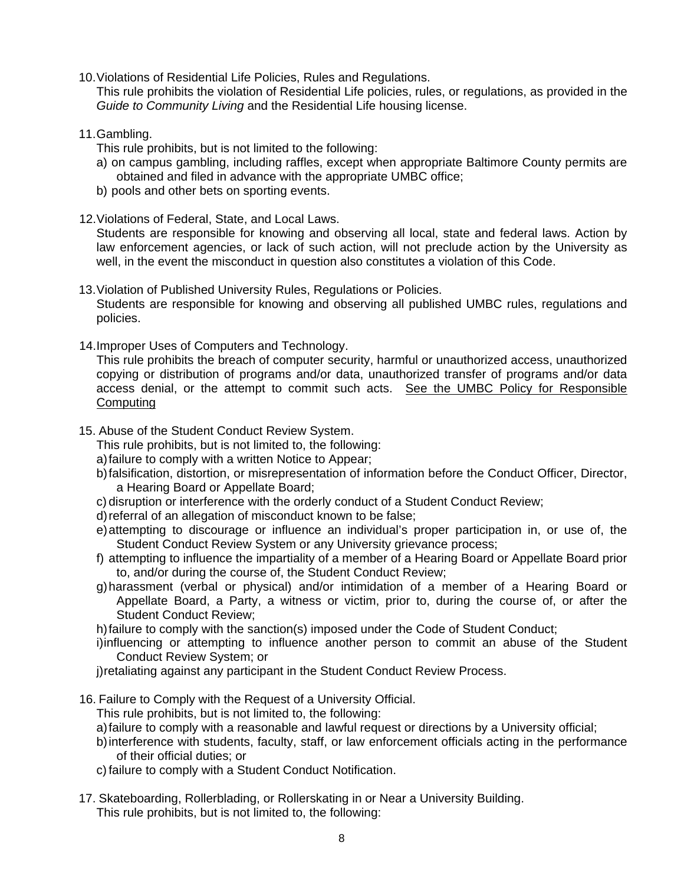10. Violations of Residential Life Policies, Rules and Regulations.
    This rule prohibits the violation of Residential Life policies, rules, or regulations, as provided in the *Guide to Community Living* and the Residential Life housing license.

11. Gambling.
    This rule prohibits, but is not limited to the following:
    a) on campus gambling, including raffles, except when appropriate Baltimore County permits are obtained and filed in advance with the appropriate UMBC office;
    b) pools and other bets on sporting events.

12. Violations of Federal, State, and Local Laws.
    Students are responsible for knowing and observing all local, state and federal laws. Action by law enforcement agencies, or lack of such action, will not preclude action by the University as well, in the event the misconduct in question also constitutes a violation of this Code.

13. Violation of Published University Rules, Regulations or Policies.
    Students are responsible for knowing and observing all published UMBC rules, regulations and policies.

14. Improper Uses of Computers and Technology.
    This rule prohibits the breach of computer security, harmful or unauthorized access, unauthorized copying or distribution of programs and/or data, unauthorized transfer of programs and/or data access denial, or the attempt to commit such acts. See the UMBC Policy for Responsible Computing

15. Abuse of the Student Conduct Review System.
    This rule prohibits, but is not limited to, the following:
    a) failure to comply with a written Notice to Appear;
    b) falsification, distortion, or misrepresentation of information before the Conduct Officer, Director, a Hearing Board or Appellate Board;
    c) disruption or interference with the orderly conduct of a Student Conduct Review;
    d) referral of an allegation of misconduct known to be false;
    e) attempting to discourage or influence an individual's proper participation in, or use of, the Student Conduct Review System or any University grievance process;
    f) attempting to influence the impartiality of a member of a Hearing Board or Appellate Board prior to, and/or during the course of, the Student Conduct Review;
    g) harassment (verbal or physical) and/or intimidation of a member of a Hearing Board or Appellate Board, a Party, a witness or victim, prior to, during the course of, or after the Student Conduct Review;
    h) failure to comply with the sanction(s) imposed under the Code of Student Conduct;
    i) influencing or attempting to influence another person to commit an abuse of the Student Conduct Review System; or
    j) retaliating against any participant in the Student Conduct Review Process.

16. Failure to Comply with the Request of a University Official.
    This rule prohibits, but is not limited to, the following:
    a) failure to comply with a reasonable and lawful request or directions by a University official;
    b) interference with students, faculty, staff, or law enforcement officials acting in the performance of their official duties; or
    c) failure to comply with a Student Conduct Notification.

17. Skateboarding, Rollerblading, or Rollerskating in or Near a University Building.
    This rule prohibits, but is not limited to, the following: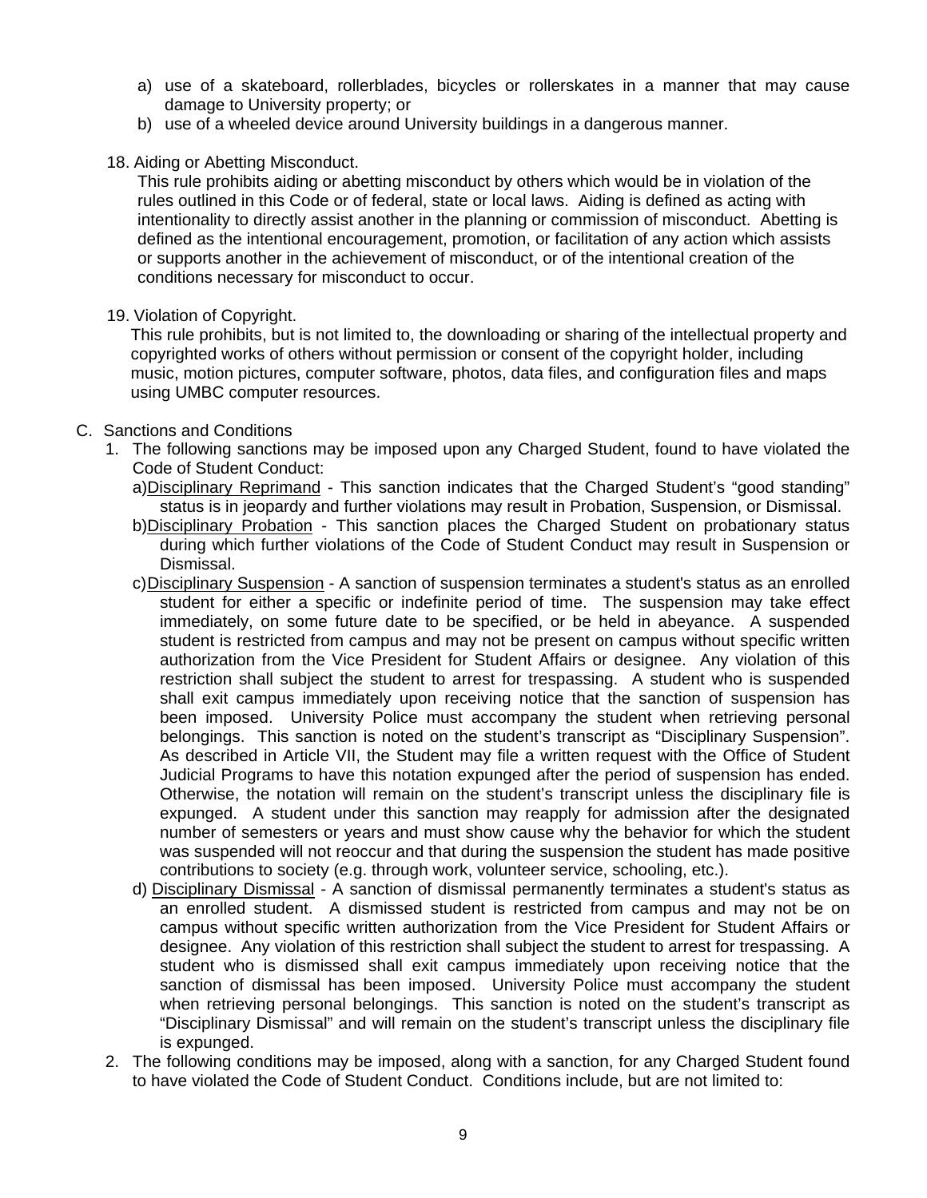a) use of a skateboard, rollerblades, bicycles or rollerskates in a manner that may cause damage to University property; or
b) use of a wheeled device around University buildings in a dangerous manner.

18. Aiding or Abetting Misconduct.
    This rule prohibits aiding or abetting misconduct by others which would be in violation of the rules outlined in this Code or of federal, state or local laws. Aiding is defined as acting with intentionality to directly assist another in the planning or commission of misconduct. Abetting is defined as the intentional encouragement, promotion, or facilitation of any action which assists or supports another in the achievement of misconduct, or of the intentional creation of the conditions necessary for misconduct to occur.

19. Violation of Copyright.
    This rule prohibits, but is not limited to, the downloading or sharing of the intellectual property and copyrighted works of others without permission or consent of the copyright holder, including music, motion pictures, computer software, photos, data files, and configuration files and maps using UMBC computer resources.

C. Sanctions and Conditions

1. The following sanctions may be imposed upon any Charged Student, found to have violated the Code of Student Conduct:
   a) <u>Disciplinary Reprimand</u> - This sanction indicates that the Charged Student's "good standing" status is in jeopardy and further violations may result in Probation, Suspension, or Dismissal.
   b) <u>Disciplinary Probation</u> - This sanction places the Charged Student on probationary status during which further violations of the Code of Student Conduct may result in Suspension or Dismissal.
   c) <u>Disciplinary Suspension</u> - A sanction of suspension terminates a student's status as an enrolled student for either a specific or indefinite period of time. The suspension may take effect immediately, on some future date to be specified, or be held in abeyance. A suspended student is restricted from campus and may not be present on campus without specific written authorization from the Vice President for Student Affairs or designee. Any violation of this restriction shall subject the student to arrest for trespassing. A student who is suspended shall exit campus immediately upon receiving notice that the sanction of suspension has been imposed. University Police must accompany the student when retrieving personal belongings. This sanction is noted on the student's transcript as "Disciplinary Suspension". As described in Article VII, the Student may file a written request with the Office of Student Judicial Programs to have this notation expunged after the period of suspension has ended. Otherwise, the notation will remain on the student's transcript unless the disciplinary file is expunged. A student under this sanction may reapply for admission after the designated number of semesters or years and must show cause why the behavior for which the student was suspended will not reoccur and that during the suspension the student has made positive contributions to society (e.g. through work, volunteer service, schooling, etc.).
   d) <u>Disciplinary Dismissal</u> - A sanction of dismissal permanently terminates a student's status as an enrolled student. A dismissed student is restricted from campus and may not be on campus without specific written authorization from the Vice President for Student Affairs or designee. Any violation of this restriction shall subject the student to arrest for trespassing. A student who is dismissed shall exit campus immediately upon receiving notice that the sanction of dismissal has been imposed. University Police must accompany the student when retrieving personal belongings. This sanction is noted on the student's transcript as "Disciplinary Dismissal" and will remain on the student's transcript unless the disciplinary file is expunged.
2. The following conditions may be imposed, along with a sanction, for any Charged Student found to have violated the Code of Student Conduct. Conditions include, but are not limited to: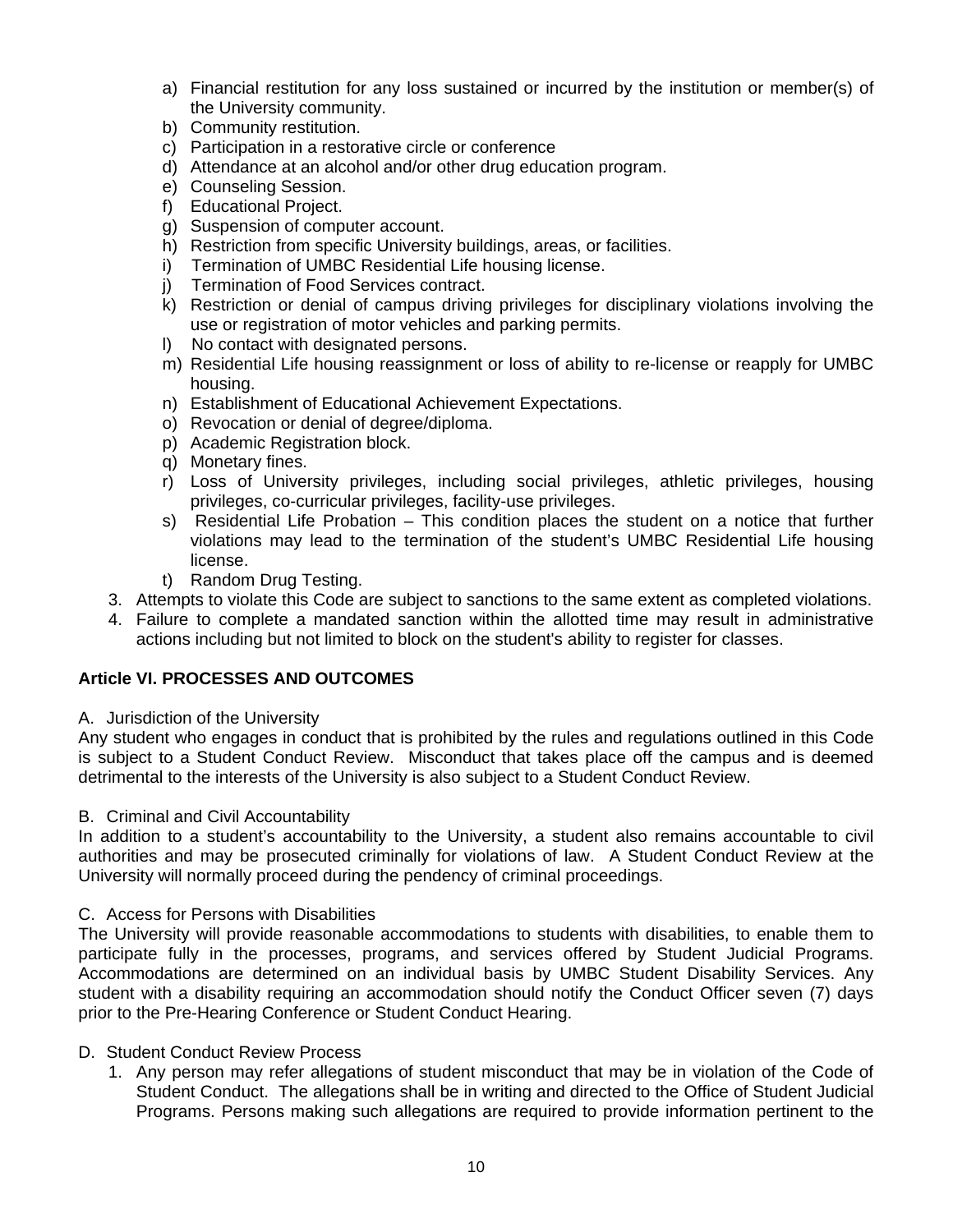a) Financial restitution for any loss sustained or incurred by the institution or member(s) of the University community.
b) Community restitution.
c) Participation in a restorative circle or conference
d) Attendance at an alcohol and/or other drug education program.
e) Counseling Session.
f) Educational Project.
g) Suspension of computer account.
h) Restriction from specific University buildings, areas, or facilities.
i) Termination of UMBC Residential Life housing license.
j) Termination of Food Services contract.
k) Restriction or denial of campus driving privileges for disciplinary violations involving the use or registration of motor vehicles and parking permits.
l) No contact with designated persons.
m) Residential Life housing reassignment or loss of ability to re-license or reapply for UMBC housing.
n) Establishment of Educational Achievement Expectations.
o) Revocation or denial of degree/diploma.
p) Academic Registration block.
q) Monetary fines.
r) Loss of University privileges, including social privileges, athletic privileges, housing privileges, co-curricular privileges, facility-use privileges.
s) Residential Life Probation – This condition places the student on a notice that further violations may lead to the termination of the student's UMBC Residential Life housing license.
t) Random Drug Testing.

3. Attempts to violate this Code are subject to sanctions to the same extent as completed violations.
4. Failure to complete a mandated sanction within the allotted time may result in administrative actions including but not limited to block on the student's ability to register for classes.

**Article VI. PROCESSES AND OUTCOMES**

A. Jurisdiction of the University

Any student who engages in conduct that is prohibited by the rules and regulations outlined in this Code is subject to a Student Conduct Review. Misconduct that takes place off the campus and is deemed detrimental to the interests of the University is also subject to a Student Conduct Review.

B. Criminal and Civil Accountability

In addition to a student's accountability to the University, a student also remains accountable to civil authorities and may be prosecuted criminally for violations of law. A Student Conduct Review at the University will normally proceed during the pendency of criminal proceedings.

C. Access for Persons with Disabilities

The University will provide reasonable accommodations to students with disabilities, to enable them to participate fully in the processes, programs, and services offered by Student Judicial Programs. Accommodations are determined on an individual basis by UMBC Student Disability Services. Any student with a disability requiring an accommodation should notify the Conduct Officer seven (7) days prior to the Pre-Hearing Conference or Student Conduct Hearing.

D. Student Conduct Review Process

1. Any person may refer allegations of student misconduct that may be in violation of the Code of Student Conduct. The allegations shall be in writing and directed to the Office of Student Judicial Programs. Persons making such allegations are required to provide information pertinent to the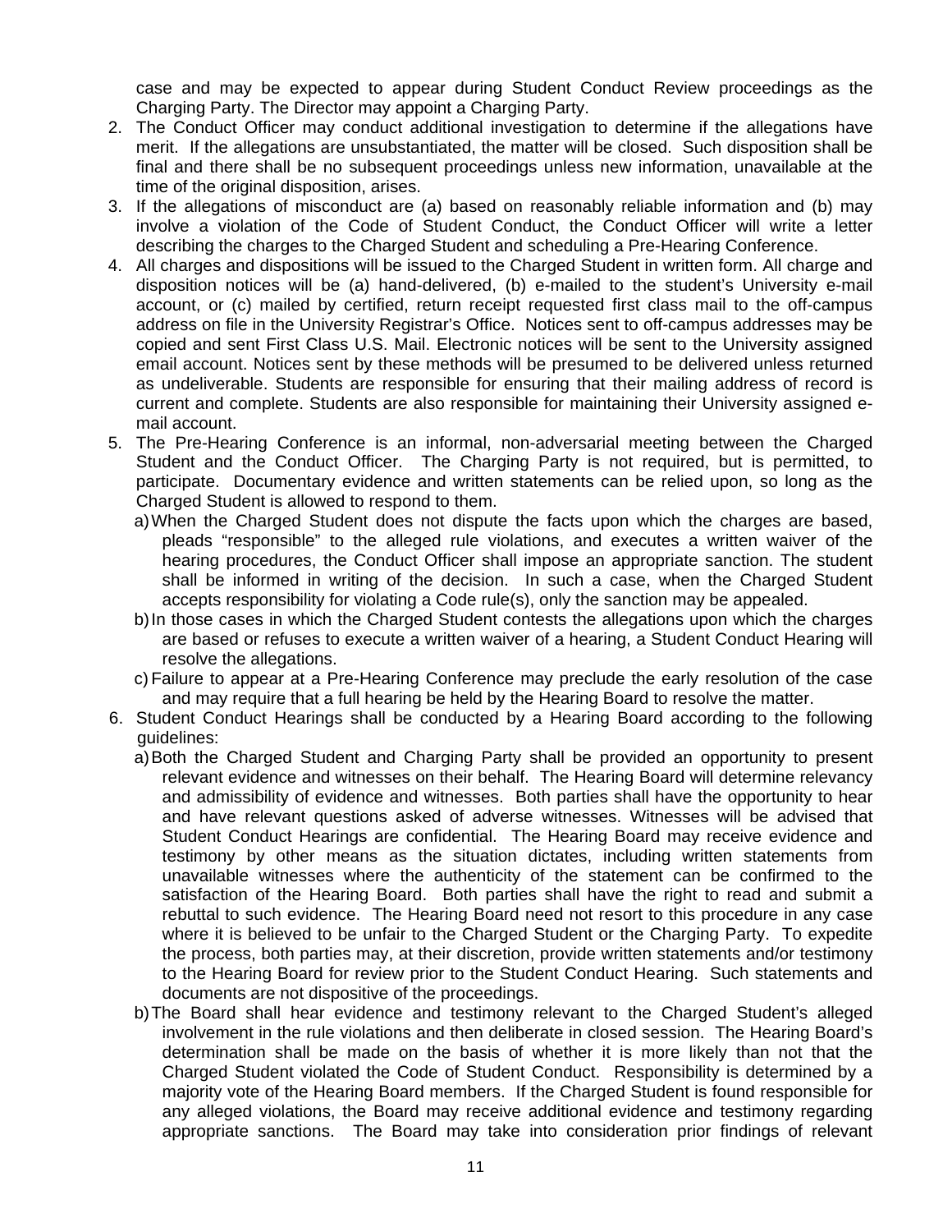case and may be expected to appear during Student Conduct Review proceedings as the Charging Party. The Director may appoint a Charging Party.

2. The Conduct Officer may conduct additional investigation to determine if the allegations have merit. If the allegations are unsubstantiated, the matter will be closed. Such disposition shall be final and there shall be no subsequent proceedings unless new information, unavailable at the time of the original disposition, arises.
3. If the allegations of misconduct are (a) based on reasonably reliable information and (b) may involve a violation of the Code of Student Conduct, the Conduct Officer will write a letter describing the charges to the Charged Student and scheduling a Pre-Hearing Conference.
4. All charges and dispositions will be issued to the Charged Student in written form. All charge and disposition notices will be (a) hand-delivered, (b) e-mailed to the student's University e-mail account, or (c) mailed by certified, return receipt requested first class mail to the off-campus address on file in the University Registrar's Office. Notices sent to off-campus addresses may be copied and sent First Class U.S. Mail. Electronic notices will be sent to the University assigned email account. Notices sent by these methods will be presumed to be delivered unless returned as undeliverable. Students are responsible for ensuring that their mailing address of record is current and complete. Students are also responsible for maintaining their University assigned e-mail account.
5. The Pre-Hearing Conference is an informal, non-adversarial meeting between the Charged Student and the Conduct Officer. The Charging Party is not required, but is permitted, to participate. Documentary evidence and written statements can be relied upon, so long as the Charged Student is allowed to respond to them.
   a) When the Charged Student does not dispute the facts upon which the charges are based, pleads "responsible" to the alleged rule violations, and executes a written waiver of the hearing procedures, the Conduct Officer shall impose an appropriate sanction. The student shall be informed in writing of the decision. In such a case, when the Charged Student accepts responsibility for violating a Code rule(s), only the sanction may be appealed.
   b) In those cases in which the Charged Student contests the allegations upon which the charges are based or refuses to execute a written waiver of a hearing, a Student Conduct Hearing will resolve the allegations.
   c) Failure to appear at a Pre-Hearing Conference may preclude the early resolution of the case and may require that a full hearing be held by the Hearing Board to resolve the matter.
6. Student Conduct Hearings shall be conducted by a Hearing Board according to the following guidelines:
   a) Both the Charged Student and Charging Party shall be provided an opportunity to present relevant evidence and witnesses on their behalf. The Hearing Board will determine relevancy and admissibility of evidence and witnesses. Both parties shall have the opportunity to hear and have relevant questions asked of adverse witnesses. Witnesses will be advised that Student Conduct Hearings are confidential. The Hearing Board may receive evidence and testimony by other means as the situation dictates, including written statements from unavailable witnesses where the authenticity of the statement can be confirmed to the satisfaction of the Hearing Board. Both parties shall have the right to read and submit a rebuttal to such evidence. The Hearing Board need not resort to this procedure in any case where it is believed to be unfair to the Charged Student or the Charging Party. To expedite the process, both parties may, at their discretion, provide written statements and/or testimony to the Hearing Board for review prior to the Student Conduct Hearing. Such statements and documents are not dispositive of the proceedings.
   b) The Board shall hear evidence and testimony relevant to the Charged Student's alleged involvement in the rule violations and then deliberate in closed session. The Hearing Board's determination shall be made on the basis of whether it is more likely than not that the Charged Student violated the Code of Student Conduct. Responsibility is determined by a majority vote of the Hearing Board members. If the Charged Student is found responsible for any alleged violations, the Board may receive additional evidence and testimony regarding appropriate sanctions. The Board may take into consideration prior findings of relevant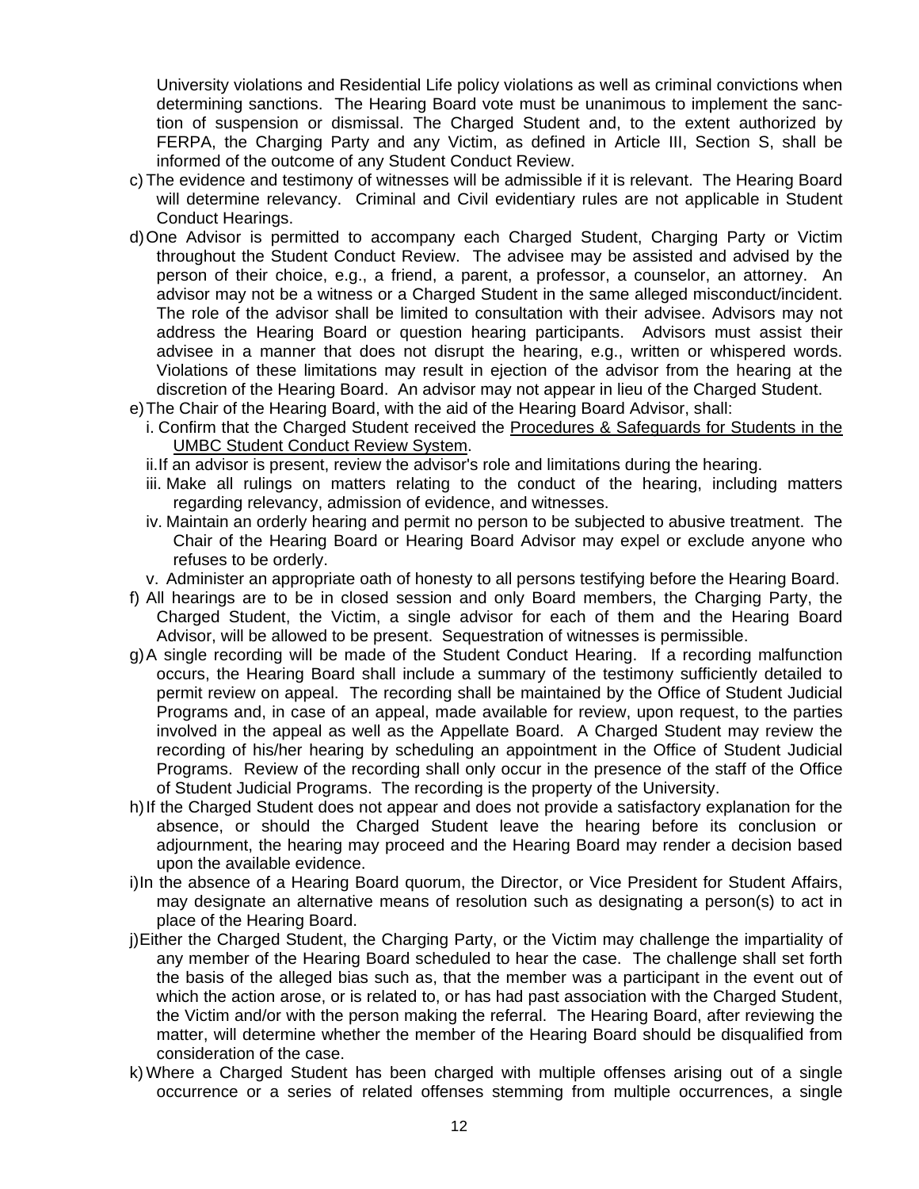University violations and Residential Life policy violations as well as criminal convictions when determining sanctions. The Hearing Board vote must be unanimous to implement the sanction of suspension or dismissal. The Charged Student and, to the extent authorized by FERPA, the Charging Party and any Victim, as defined in Article III, Section S, shall be informed of the outcome of any Student Conduct Review.

c) The evidence and testimony of witnesses will be admissible if it is relevant. The Hearing Board will determine relevancy. Criminal and Civil evidentiary rules are not applicable in Student Conduct Hearings.

d) One Advisor is permitted to accompany each Charged Student, Charging Party or Victim throughout the Student Conduct Review. The advisee may be assisted and advised by the person of their choice, e.g., a friend, a parent, a professor, a counselor, an attorney. An advisor may not be a witness or a Charged Student in the same alleged misconduct/incident. The role of the advisor shall be limited to consultation with their advisee. Advisors may not address the Hearing Board or question hearing participants. Advisors must assist their advisee in a manner that does not disrupt the hearing, e.g., written or whispered words. Violations of these limitations may result in ejection of the advisor from the hearing at the discretion of the Hearing Board. An advisor may not appear in lieu of the Charged Student.

e) The Chair of the Hearing Board, with the aid of the Hearing Board Advisor, shall:
   i. Confirm that the Charged Student received the <u>Procedures & Safeguards for Students in the UMBC Student Conduct Review System</u>.
   ii. If an advisor is present, review the advisor's role and limitations during the hearing.
   iii. Make all rulings on matters relating to the conduct of the hearing, including matters regarding relevancy, admission of evidence, and witnesses.
   iv. Maintain an orderly hearing and permit no person to be subjected to abusive treatment. The Chair of the Hearing Board or Hearing Board Advisor may expel or exclude anyone who refuses to be orderly.
   v. Administer an appropriate oath of honesty to all persons testifying before the Hearing Board.

f) All hearings are to be in closed session and only Board members, the Charging Party, the Charged Student, the Victim, a single advisor for each of them and the Hearing Board Advisor, will be allowed to be present. Sequestration of witnesses is permissible.

g) A single recording will be made of the Student Conduct Hearing. If a recording malfunction occurs, the Hearing Board shall include a summary of the testimony sufficiently detailed to permit review on appeal. The recording shall be maintained by the Office of Student Judicial Programs and, in case of an appeal, made available for review, upon request, to the parties involved in the appeal as well as the Appellate Board. A Charged Student may review the recording of his/her hearing by scheduling an appointment in the Office of Student Judicial Programs. Review of the recording shall only occur in the presence of the staff of the Office of Student Judicial Programs. The recording is the property of the University.

h) If the Charged Student does not appear and does not provide a satisfactory explanation for the absence, or should the Charged Student leave the hearing before its conclusion or adjournment, the hearing may proceed and the Hearing Board may render a decision based upon the available evidence.

i) In the absence of a Hearing Board quorum, the Director, or Vice President for Student Affairs, may designate an alternative means of resolution such as designating a person(s) to act in place of the Hearing Board.

j) Either the Charged Student, the Charging Party, or the Victim may challenge the impartiality of any member of the Hearing Board scheduled to hear the case. The challenge shall set forth the basis of the alleged bias such as, that the member was a participant in the event out of which the action arose, or is related to, or has had past association with the Charged Student, the Victim and/or with the person making the referral. The Hearing Board, after reviewing the matter, will determine whether the member of the Hearing Board should be disqualified from consideration of the case.

k) Where a Charged Student has been charged with multiple offenses arising out of a single occurrence or a series of related offenses stemming from multiple occurrences, a single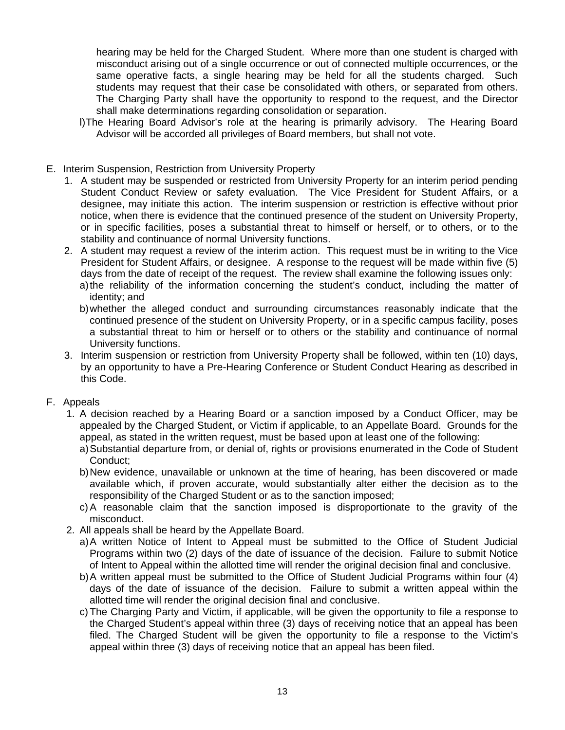hearing may be held for the Charged Student. Where more than one student is charged with misconduct arising out of a single occurrence or out of connected multiple occurrences, or the same operative facts, a single hearing may be held for all the students charged. Such students may request that their case be consolidated with others, or separated from others. The Charging Party shall have the opportunity to respond to the request, and the Director shall make determinations regarding consolidation or separation.

l) The Hearing Board Advisor's role at the hearing is primarily advisory. The Hearing Board Advisor will be accorded all privileges of Board members, but shall not vote.

E. Interim Suspension, Restriction from University Property

1. A student may be suspended or restricted from University Property for an interim period pending Student Conduct Review or safety evaluation. The Vice President for Student Affairs, or a designee, may initiate this action. The interim suspension or restriction is effective without prior notice, when there is evidence that the continued presence of the student on University Property, or in specific facilities, poses a substantial threat to himself or herself, or to others, or to the stability and continuance of normal University functions.
2. A student may request a review of the interim action. This request must be in writing to the Vice President for Student Affairs, or designee. A response to the request will be made within five (5) days from the date of receipt of the request. The review shall examine the following issues only:
   a) the reliability of the information concerning the student's conduct, including the matter of identity; and
   b) whether the alleged conduct and surrounding circumstances reasonably indicate that the continued presence of the student on University Property, or in a specific campus facility, poses a substantial threat to him or herself or to others or the stability and continuance of normal University functions.
3. Interim suspension or restriction from University Property shall be followed, within ten (10) days, by an opportunity to have a Pre-Hearing Conference or Student Conduct Hearing as described in this Code.

F. Appeals

1. A decision reached by a Hearing Board or a sanction imposed by a Conduct Officer, may be appealed by the Charged Student, or Victim if applicable, to an Appellate Board. Grounds for the appeal, as stated in the written request, must be based upon at least one of the following:
   a) Substantial departure from, or denial of, rights or provisions enumerated in the Code of Student Conduct;
   b) New evidence, unavailable or unknown at the time of hearing, has been discovered or made available which, if proven accurate, would substantially alter either the decision as to the responsibility of the Charged Student or as to the sanction imposed;
   c) A reasonable claim that the sanction imposed is disproportionate to the gravity of the misconduct.
2. All appeals shall be heard by the Appellate Board.
   a) A written Notice of Intent to Appeal must be submitted to the Office of Student Judicial Programs within two (2) days of the date of issuance of the decision. Failure to submit Notice of Intent to Appeal within the allotted time will render the original decision final and conclusive.
   b) A written appeal must be submitted to the Office of Student Judicial Programs within four (4) days of the date of issuance of the decision. Failure to submit a written appeal within the allotted time will render the original decision final and conclusive.
   c) The Charging Party and Victim, if applicable, will be given the opportunity to file a response to the Charged Student's appeal within three (3) days of receiving notice that an appeal has been filed. The Charged Student will be given the opportunity to file a response to the Victim's appeal within three (3) days of receiving notice that an appeal has been filed.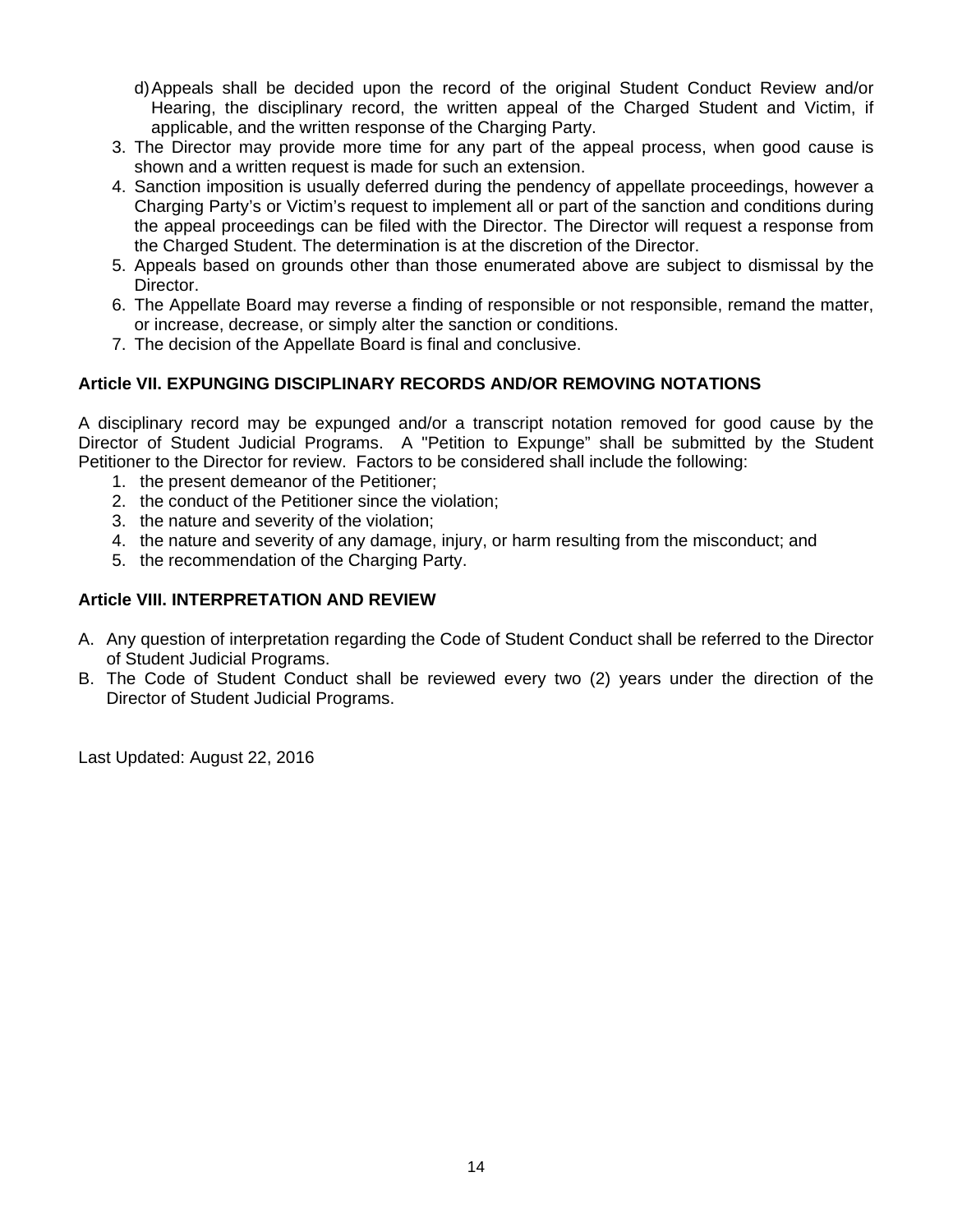d) Appeals shall be decided upon the record of the original Student Conduct Review and/or Hearing, the disciplinary record, the written appeal of the Charged Student and Victim, if applicable, and the written response of the Charging Party.

3. The Director may provide more time for any part of the appeal process, when good cause is shown and a written request is made for such an extension.
4. Sanction imposition is usually deferred during the pendency of appellate proceedings, however a Charging Party's or Victim's request to implement all or part of the sanction and conditions during the appeal proceedings can be filed with the Director. The Director will request a response from the Charged Student. The determination is at the discretion of the Director.
5. Appeals based on grounds other than those enumerated above are subject to dismissal by the Director.
6. The Appellate Board may reverse a finding of responsible or not responsible, remand the matter, or increase, decrease, or simply alter the sanction or conditions.
7. The decision of the Appellate Board is final and conclusive.

**Article VII. EXPUNGING DISCIPLINARY RECORDS AND/OR REMOVING NOTATIONS**

A disciplinary record may be expunged and/or a transcript notation removed for good cause by the Director of Student Judicial Programs. A "Petition to Expunge" shall be submitted by the Student Petitioner to the Director for review. Factors to be considered shall include the following:

1. the present demeanor of the Petitioner;
2. the conduct of the Petitioner since the violation;
3. the nature and severity of the violation;
4. the nature and severity of any damage, injury, or harm resulting from the misconduct; and
5. the recommendation of the Charging Party.

**Article VIII. INTERPRETATION AND REVIEW**

A. Any question of interpretation regarding the Code of Student Conduct shall be referred to the Director of Student Judicial Programs.
B. The Code of Student Conduct shall be reviewed every two (2) years under the direction of the Director of Student Judicial Programs.

Last Updated: August 22, 2016